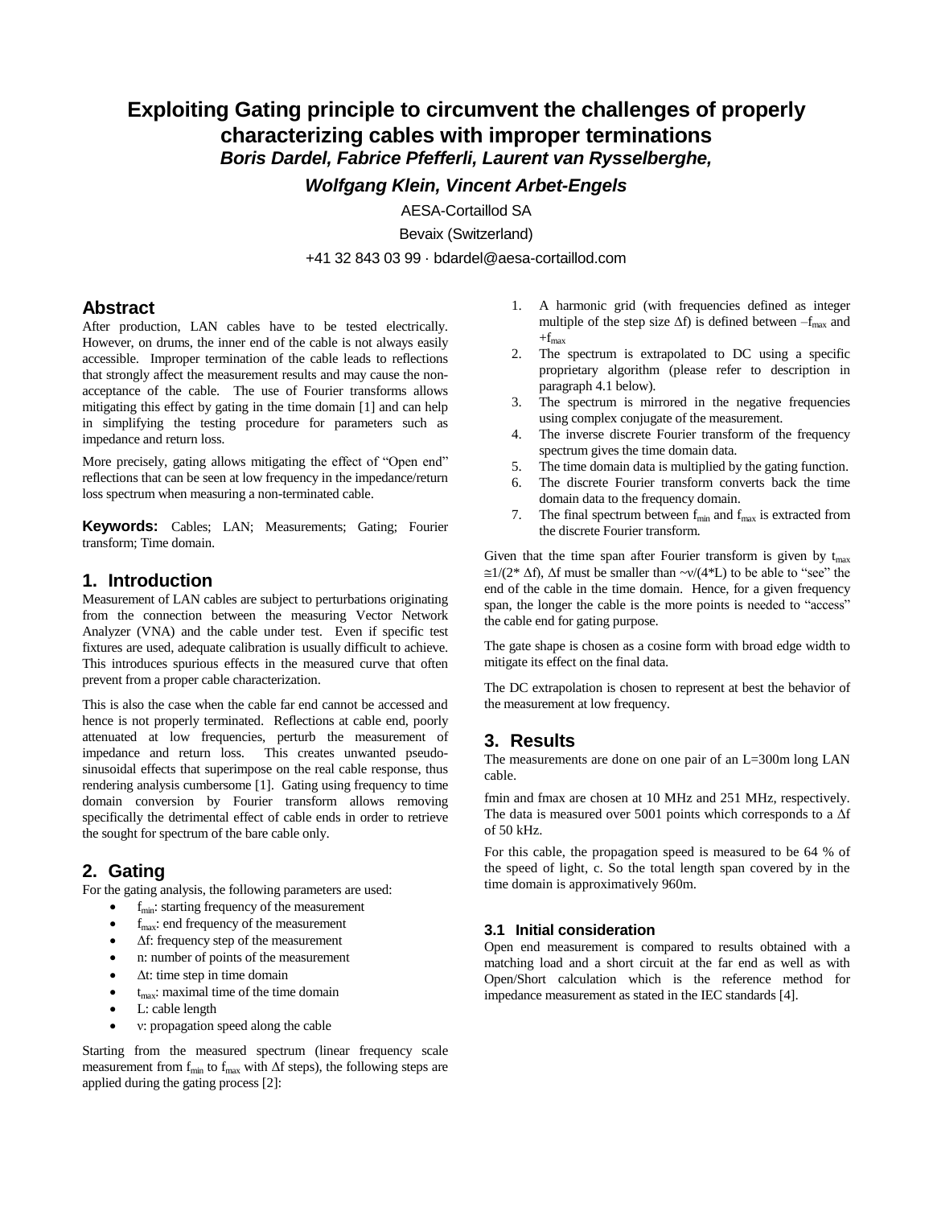# Exploiting Gating principle to circumvent the challenges of properly characterizing cables with improper terminations

***Boris Dardel, Fabrice Pfefferli, Laurent van Rysselberghe, Wolfgang Klein, Vincent Arbet-Engels***

AESA-Cortaillod SA

Bevaix (Switzerland)

+41 32 843 03 99 · bdardel@aesa-cortaillod.com

## Abstract

After production, LAN cables have to be tested electrically. However, on drums, the inner end of the cable is not always easily accessible. Improper termination of the cable leads to reflections that strongly affect the measurement results and may cause the non-acceptance of the cable. The use of Fourier transforms allows mitigating this effect by gating in the time domain [1] and can help in simplifying the testing procedure for parameters such as impedance and return loss.

More precisely, gating allows mitigating the effect of "Open end" reflections that can be seen at low frequency in the impedance/return loss spectrum when measuring a non-terminated cable.

**Keywords:** Cables; LAN; Measurements; Gating; Fourier transform; Time domain.

## 1. Introduction

Measurement of LAN cables are subject to perturbations originating from the connection between the measuring Vector Network Analyzer (VNA) and the cable under test. Even if specific test fixtures are used, adequate calibration is usually difficult to achieve. This introduces spurious effects in the measured curve that often prevent from a proper cable characterization.

This is also the case when the cable far end cannot be accessed and hence is not properly terminated. Reflections at cable end, poorly attenuated at low frequencies, perturb the measurement of impedance and return loss. This creates unwanted pseudo-sinusoidal effects that superimpose on the real cable response, thus rendering analysis cumbersome [1]. Gating using frequency to time domain conversion by Fourier transform allows removing specifically the detrimental effect of cable ends in order to retrieve the sought for spectrum of the bare cable only.

## 2. Gating

For the gating analysis, the following parameters are used:

- $f_{min}$: starting frequency of the measurement
- $f_{max}$: end frequency of the measurement
- $\Delta f$: frequency step of the measurement
- n: number of points of the measurement
- $\Delta t$: time step in time domain
- $t_{max}$: maximal time of the time domain
- L: cable length
- v: propagation speed along the cable

Starting from the measured spectrum (linear frequency scale measurement from $f_{min}$ to $f_{max}$ with $\Delta f$ steps), the following steps are applied during the gating process [2]:

1. A harmonic grid (with frequencies defined as integer multiple of the step size $\Delta f$) is defined between $-f_{max}$ and $+f_{max}$
2. The spectrum is extrapolated to DC using a specific proprietary algorithm (please refer to description in paragraph 4.1 below).
3. The spectrum is mirrored in the negative frequencies using complex conjugate of the measurement.
4. The inverse discrete Fourier transform of the frequency spectrum gives the time domain data.
5. The time domain data is multiplied by the gating function.
6. The discrete Fourier transform converts back the time domain data to the frequency domain.
7. The final spectrum between $f_{min}$ and $f_{max}$ is extracted from the discrete Fourier transform.

Given that the time span after Fourier transform is given by $t_{max} \cong 1/(2^* \Delta f)$, $\Delta f$ must be smaller than $\sim v/(4^*L)$ to be able to "see" the end of the cable in the time domain. Hence, for a given frequency span, the longer the cable is the more points is needed to "access" the cable end for gating purpose.

The gate shape is chosen as a cosine form with broad edge width to mitigate its effect on the final data.

The DC extrapolation is chosen to represent at best the behavior of the measurement at low frequency.

## 3. Results

The measurements are done on one pair of an L=300m long LAN cable.

fmin and fmax are chosen at 10 MHz and 251 MHz, respectively. The data is measured over 5001 points which corresponds to a $\Delta f$ of 50 kHz.

For this cable, the propagation speed is measured to be 64 % of the speed of light, c. So the total length span covered by in the time domain is approximatively 960m.

### 3.1 Initial consideration

Open end measurement is compared to results obtained with a matching load and a short circuit at the far end as well as with Open/Short calculation which is the reference method for impedance measurement as stated in the IEC standards [4].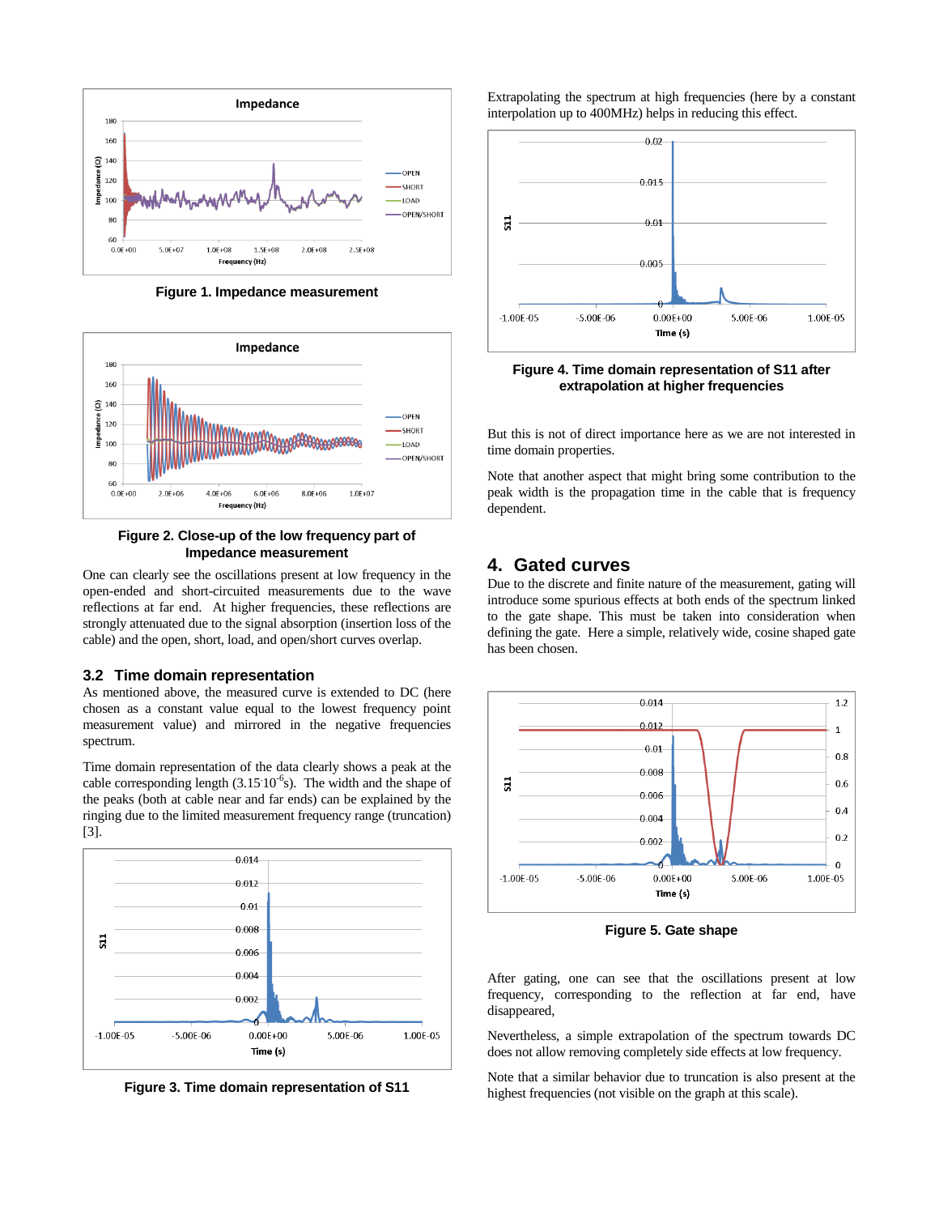Figure 1. Impedance measurement

Figure 2. Close-up of the low frequency part of Impedance measurement

One can clearly see the oscillations present at low frequency in the open-ended and short-circuited measurements due to the wave reflections at far end. At higher frequencies, these reflections are strongly attenuated due to the signal absorption (insertion loss of the cable) and the open, short, load, and open/short curves overlap.

### 3.2 Time domain representation

As mentioned above, the measured curve is extended to DC (here chosen as a constant value equal to the lowest frequency point measurement value) and mirrored in the negative frequencies spectrum.

Time domain representation of the data clearly shows a peak at the cable corresponding length ($3.15 \cdot 10^{-6}$s). The width and the shape of the peaks (both at cable near and far ends) can be explained by the ringing due to the limited measurement frequency range (truncation) [3].

Figure 3. Time domain representation of S11

Extrapolating the spectrum at high frequencies (here by a constant interpolation up to 400MHz) helps in reducing this effect.

Figure 4. Time domain representation of S11 after extrapolation at higher frequencies

But this is not of direct importance here as we are not interested in time domain properties.

Note that another aspect that might bring some contribution to the peak width is the propagation time in the cable that is frequency dependent.

## 4. Gated curves

Due to the discrete and finite nature of the measurement, gating will introduce some spurious effects at both ends of the spectrum linked to the gate shape. This must be taken into consideration when defining the gate. Here a simple, relatively wide, cosine shaped gate has been chosen.

Figure 5. Gate shape

After gating, one can see that the oscillations present at low frequency, corresponding to the reflection at far end, have disappeared,

Nevertheless, a simple extrapolation of the spectrum towards DC does not allow removing completely side effects at low frequency.

Note that a similar behavior due to truncation is also present at the highest frequencies (not visible on the graph at this scale).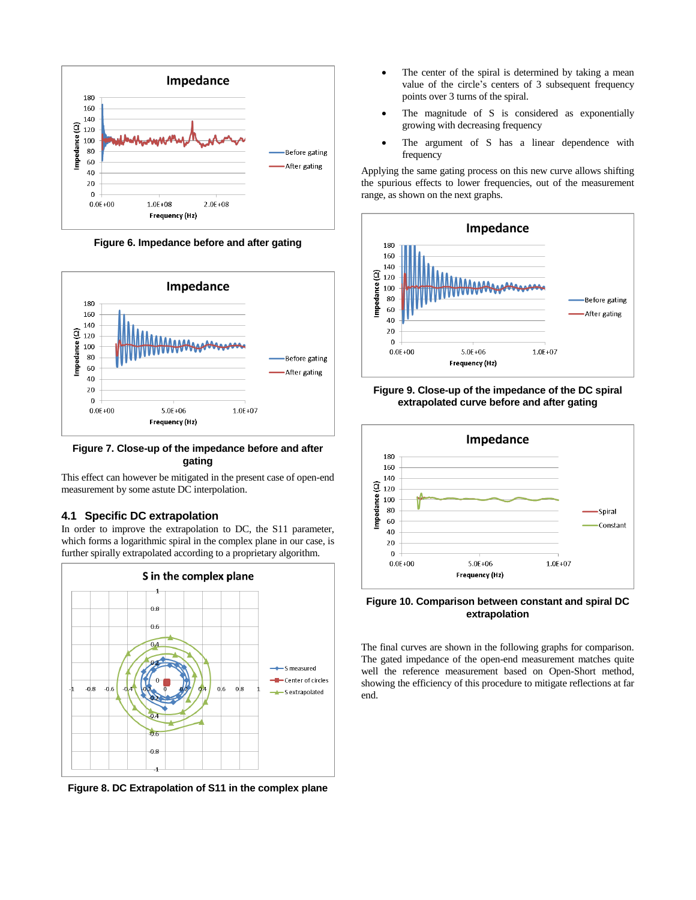Figure 6. Impedance before and after gating

Figure 7. Close-up of the impedance before and after gating

This effect can however be mitigated in the present case of open-end measurement by some astute DC interpolation.

## 4.1 Specific DC extrapolation

In order to improve the extrapolation to DC, the S11 parameter, which forms a logarithmic spiral in the complex plane in our case, is further spirally extrapolated according to a proprietary algorithm.

Figure 8. DC Extrapolation of S11 in the complex plane

- The center of the spiral is determined by taking a mean value of the circle's centers of 3 subsequent frequency points over 3 turns of the spiral.
- The magnitude of S is considered as exponentially growing with decreasing frequency
- The argument of S has a linear dependence with frequency

Applying the same gating process on this new curve allows shifting the spurious effects to lower frequencies, out of the measurement range, as shown on the next graphs.

Figure 9. Close-up of the impedance of the DC spiral extrapolated curve before and after gating

Figure 10. Comparison between constant and spiral DC extrapolation

The final curves are shown in the following graphs for comparison. The gated impedance of the open-end measurement matches quite well the reference measurement based on Open-Short method, showing the efficiency of this procedure to mitigate reflections at far end.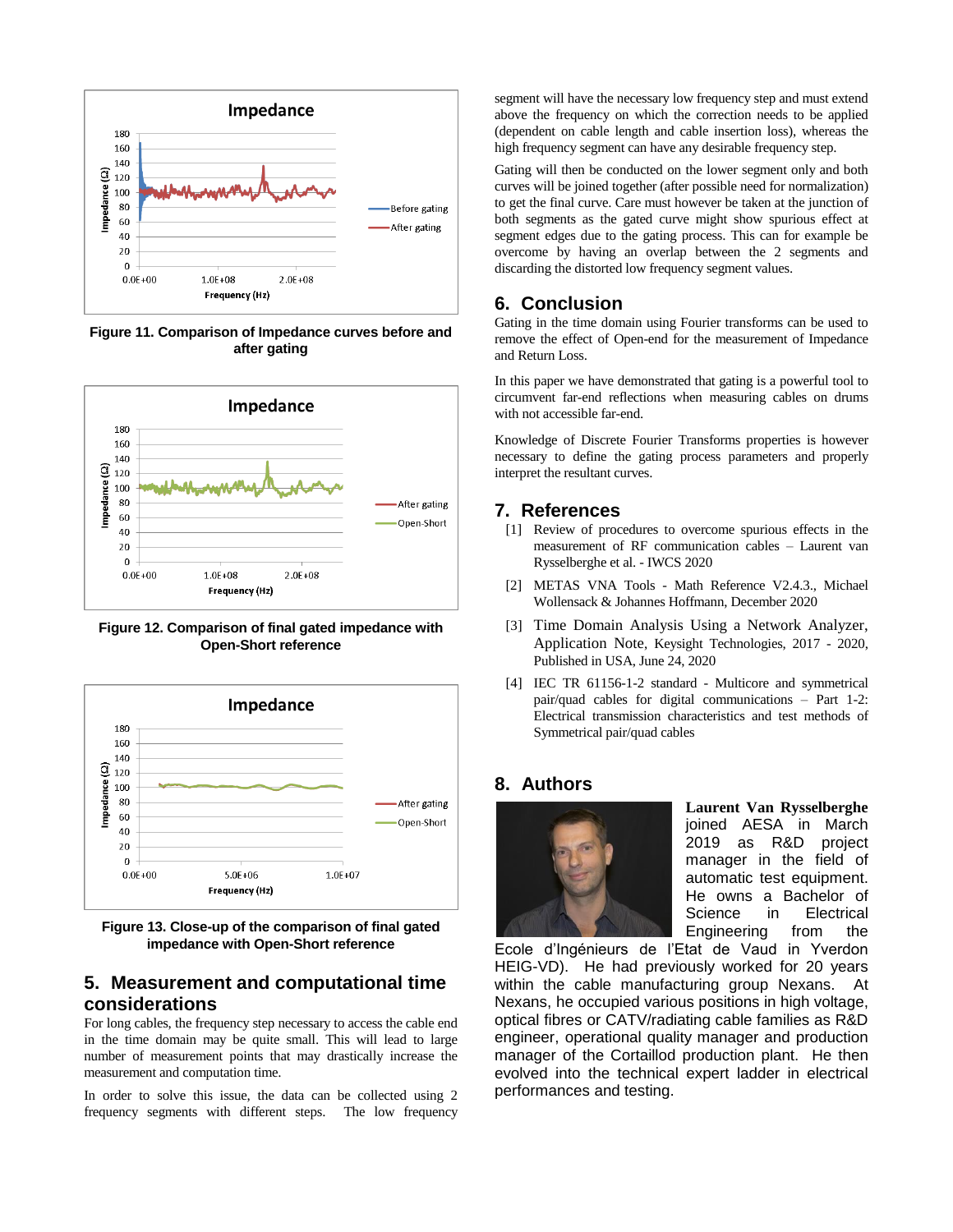Figure 11. Comparison of Impedance curves before and after gating

Figure 12. Comparison of final gated impedance with Open-Short reference

Figure 13. Close-up of the comparison of final gated impedance with Open-Short reference

## 5. Measurement and computational time considerations

For long cables, the frequency step necessary to access the cable end in the time domain may be quite small. This will lead to large number of measurement points that may drastically increase the measurement and computation time.

In order to solve this issue, the data can be collected using 2 frequency segments with different steps. The low frequency segment will have the necessary low frequency step and must extend above the frequency on which the correction needs to be applied (dependent on cable length and cable insertion loss), whereas the high frequency segment can have any desirable frequency step.

Gating will then be conducted on the lower segment only and both curves will be joined together (after possible need for normalization) to get the final curve. Care must however be taken at the junction of both segments as the gated curve might show spurious effect at segment edges due to the gating process. This can for example be overcome by having an overlap between the 2 segments and discarding the distorted low frequency segment values.

## 6. Conclusion

Gating in the time domain using Fourier transforms can be used to remove the effect of Open-end for the measurement of Impedance and Return Loss.

In this paper we have demonstrated that gating is a powerful tool to circumvent far-end reflections when measuring cables on drums with not accessible far-end.

Knowledge of Discrete Fourier Transforms properties is however necessary to define the gating process parameters and properly interpret the resultant curves.

## 7. References

[1] Review of procedures to overcome spurious effects in the measurement of RF communication cables – Laurent van Rysselberghe et al. - IWCS 2020

[2] METAS VNA Tools - Math Reference V2.4.3., Michael Wollensack & Johannes Hoffmann, December 2020

[3] Time Domain Analysis Using a Network Analyzer, Application Note, Keysight Technologies, 2017 - 2020, Published in USA, June 24, 2020

[4] IEC TR 61156-1-2 standard - Multicore and symmetrical pair/quad cables for digital communications – Part 1-2: Electrical transmission characteristics and test methods of Symmetrical pair/quad cables

## 8. Authors

**Laurent Van Rysselberghe** joined AESA in March 2019 as R&D project manager in the field of automatic test equipment. He owns a Bachelor of Science in Electrical Engineering from the Ecole d'Ingénieurs de l'Etat de Vaud in Yverdon HEIG-VD). He had previously worked for 20 years within the cable manufacturing group Nexans. At Nexans, he occupied various positions in high voltage, optical fibres or CATV/radiating cable families as R&D engineer, operational quality manager and production manager of the Cortaillod production plant. He then evolved into the technical expert ladder in electrical performances and testing.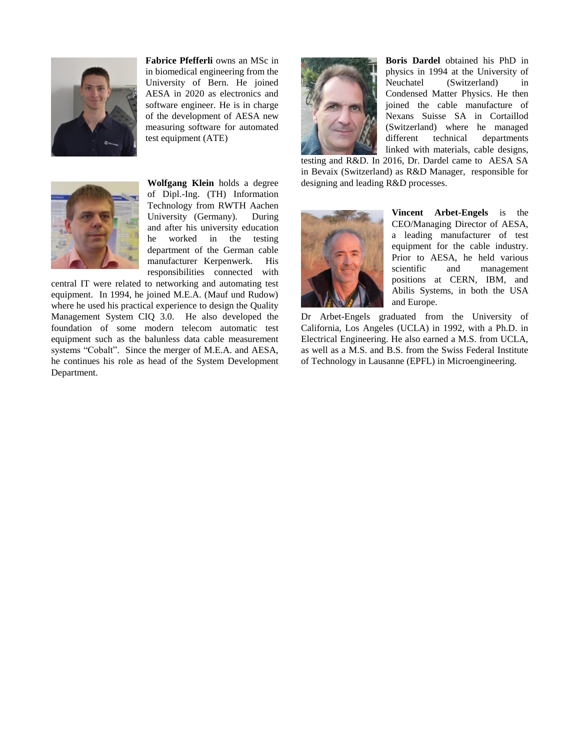**Fabrice Pfefferli** owns an MSc in in biomedical engineering from the University of Bern. He joined AESA in 2020 as electronics and software engineer. He is in charge of the development of AESA new measuring software for automated test equipment (ATE)

**Wolfgang Klein** holds a degree of Dipl.-Ing. (TH) Information Technology from RWTH Aachen University (Germany). During and after his university education he worked in the testing department of the German cable manufacturer Kerpenwerk. His responsibilities connected with central IT were related to networking and automating test equipment. In 1994, he joined M.E.A. (Mauf und Rudow) where he used his practical experience to design the Quality Management System CIQ 3.0. He also developed the foundation of some modern telecom automatic test equipment such as the balunless data cable measurement systems "Cobalt". Since the merger of M.E.A. and AESA, he continues his role as head of the System Development Department.

**Boris Dardel** obtained his PhD in physics in 1994 at the University of Neuchatel (Switzerland) in Condensed Matter Physics. He then joined the cable manufacture of Nexans Suisse SA in Cortaillod (Switzerland) where he managed different technical departments linked with materials, cable designs, testing and R&D. In 2016, Dr. Dardel came to AESA SA in Bevaix (Switzerland) as R&D Manager, responsible for designing and leading R&D processes.

**Vincent Arbet-Engels** is the CEO/Managing Director of AESA, a leading manufacturer of test equipment for the cable industry. Prior to AESA, he held various scientific and management positions at CERN, IBM, and Abilis Systems, in both the USA and Europe.

Dr Arbet-Engels graduated from the University of California, Los Angeles (UCLA) in 1992, with a Ph.D. in Electrical Engineering. He also earned a M.S. from UCLA, as well as a M.S. and B.S. from the Swiss Federal Institute of Technology in Lausanne (EPFL) in Microengineering.